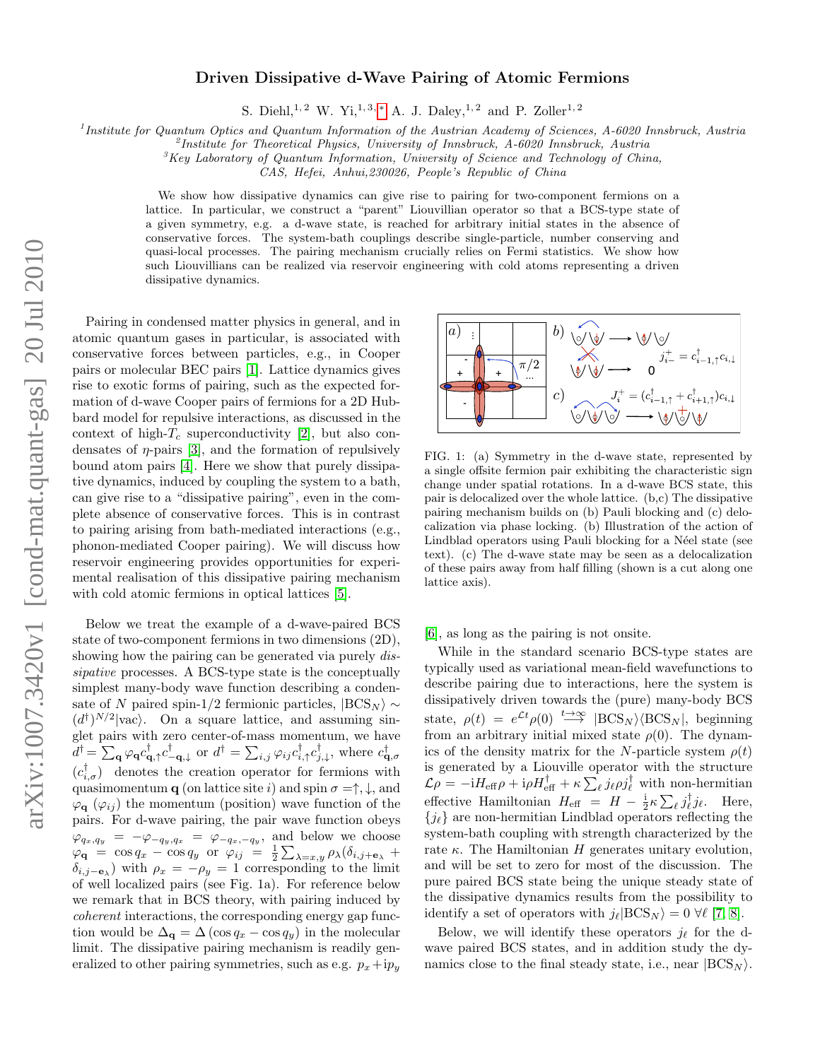# Driven Dissipative d-Wave Pairing of Atomic Fermions

S. Diehl,[1,2] W. Yi,[1,3,*] A. J. Daley,[1,2] and P. Zoller[1,2]

[1] *Institute for Quantum Optics and Quantum Information of the Austrian Academy of Sciences, A-6020 Innsbruck, Austria*
[2] *Institute for Theoretical Physics, University of Innsbruck, A-6020 Innsbruck, Austria*
[3] *Key Laboratory of Quantum Information, University of Science and Technology of China, CAS, Hefei, Anhui,230026, People's Republic of China*

We show how dissipative dynamics can give rise to pairing for two-component fermions on a lattice. In particular, we construct a "parent" Liouvillian operator so that a BCS-type state of a given symmetry, e.g. a d-wave state, is reached for arbitrary initial states in the absence of conservative forces. The system-bath couplings describe single-particle, number conserving and quasi-local processes. The pairing mechanism crucially relies on Fermi statistics. We show how such Liouvillians can be realized via reservoir engineering with cold atoms representing a driven dissipative dynamics.

Pairing in condensed matter physics in general, and in atomic quantum gases in particular, is associated with conservative forces between particles, e.g., in Cooper pairs or molecular BEC pairs [1]. Lattice dynamics gives rise to exotic forms of pairing, such as the expected formation of d-wave Cooper pairs of fermions for a 2D Hubbard model for repulsive interactions, as discussed in the context of high-$T_c$ superconductivity [2], but also condensates of $\eta$-pairs [3], and the formation of repulsively bound atom pairs [4]. Here we show that purely dissipative dynamics, induced by coupling the system to a bath, can give rise to a "dissipative pairing", even in the complete absence of conservative forces. This is in contrast to pairing arising from bath-mediated interactions (e.g., phonon-mediated Cooper pairing). We will discuss how reservoir engineering provides opportunities for experimental realisation of this dissipative pairing mechanism with cold atomic fermions in optical lattices [5].

Below we treat the example of a d-wave-paired BCS state of two-component fermions in two dimensions (2D), showing how the pairing can be generated via purely *dissipative* processes. A BCS-type state is the conceptually simplest many-body wave function describing a condensate of $N$ paired spin-1/2 fermionic particles, $|\mathrm{BCS}_N\rangle \sim (d^\dagger)^{N/2}|\mathrm{vac}\rangle$. On a square lattice, and assuming singlet pairs with zero center-of-mass momentum, we have $d^\dagger = \sum_{\mathbf{q}} \varphi_{\mathbf{q}} c^\dagger_{\mathbf{q},\uparrow} c^\dagger_{-\mathbf{q},\downarrow}$ or $d^\dagger = \sum_{i,j} \varphi_{ij} c^\dagger_{i,\uparrow} c^\dagger_{j,\downarrow}$, where $c^\dagger_{\mathbf{q},\sigma}$ ($c^\dagger_{i,\sigma}$) denotes the creation operator for fermions with quasimomentum $\mathbf{q}$ (on lattice site $i$) and spin $\sigma = \uparrow, \downarrow$, and $\varphi_{\mathbf{q}}$ ($\varphi_{ij}$) the momentum (position) wave function of the pairs. For d-wave pairing, the pair wave function obeys $\varphi_{q_x,q_y} = -\varphi_{-q_y,q_x} = \varphi_{-q_x,-q_y}$, and below we choose $\varphi_{\mathbf{q}} = \cos q_x - \cos q_y$ or $\varphi_{ij} = \frac{1}{2}\sum_{\lambda=x,y} \rho_\lambda (\delta_{i,j+\mathbf{e}_\lambda} + \delta_{i,j-\mathbf{e}_\lambda})$ with $\rho_x = -\rho_y = 1$ corresponding to the limit of well localized pairs (see Fig. 1a). For reference below we remark that in BCS theory, with pairing induced by *coherent* interactions, the corresponding energy gap function would be $\Delta_{\mathbf{q}} = \Delta(\cos q_x - \cos q_y)$ in the molecular limit. The dissipative pairing mechanism is readily generalized to other pairing symmetries, such as e.g. $p_x + \mathrm{i}p_y$ [6], as long as the pairing is not onsite.

FIG. 1: (a) Symmetry in the d-wave state, represented by a single offsite fermion pair exhibiting the characteristic sign change under spatial rotations. In a d-wave BCS state, this pair is delocalized over the whole lattice. (b,c) The dissipative pairing mechanism builds on (b) Pauli blocking and (c) delocalization via phase locking. (b) Illustration of the action of Lindblad operators using Pauli blocking for a Néel state (see text). (c) The d-wave state may be seen as a delocalization of these pairs away from half filling (shown is a cut along one lattice axis).

While in the standard scenario BCS-type states are typically used as variational mean-field wavefunctions to describe pairing due to interactions, here the system is dissipatively driven towards the (pure) many-body BCS state, $\rho(t) = e^{\mathcal{L}t}\rho(0) \overset{t\to\infty}{\longrightarrow} |\mathrm{BCS}_N\rangle\langle \mathrm{BCS}_N|$, beginning from an arbitrary initial mixed state $\rho(0)$. The dynamics of the density matrix for the $N$-particle system $\rho(t)$ is generated by a Liouville operator with the structure $\mathcal{L}\rho = -\mathrm{i}H_{\mathrm{eff}}\rho + \mathrm{i}\rho H^\dagger_{\mathrm{eff}} + \kappa \sum_\ell j_\ell \rho j^\dagger_\ell$ with non-hermitian effective Hamiltonian $H_{\mathrm{eff}} = H - \frac{\mathrm{i}}{2}\kappa \sum_\ell j^\dagger_\ell j_\ell$. Here, $\{j_\ell\}$ are non-hermitian Lindblad operators reflecting the system-bath coupling with strength characterized by the rate $\kappa$. The Hamiltonian $H$ generates unitary evolution, and will be set to zero for most of the discussion. The pure paired BCS state being the unique steady state of the dissipative dynamics results from the possibility to identify a set of operators with $j_\ell|\mathrm{BCS}_N\rangle = 0 \; \forall \ell$ [7, 8].

Below, we will identify these operators $j_\ell$ for the d-wave paired BCS states, and in addition study the dynamics close to the final steady state, i.e., near $|\mathrm{BCS}_N\rangle$.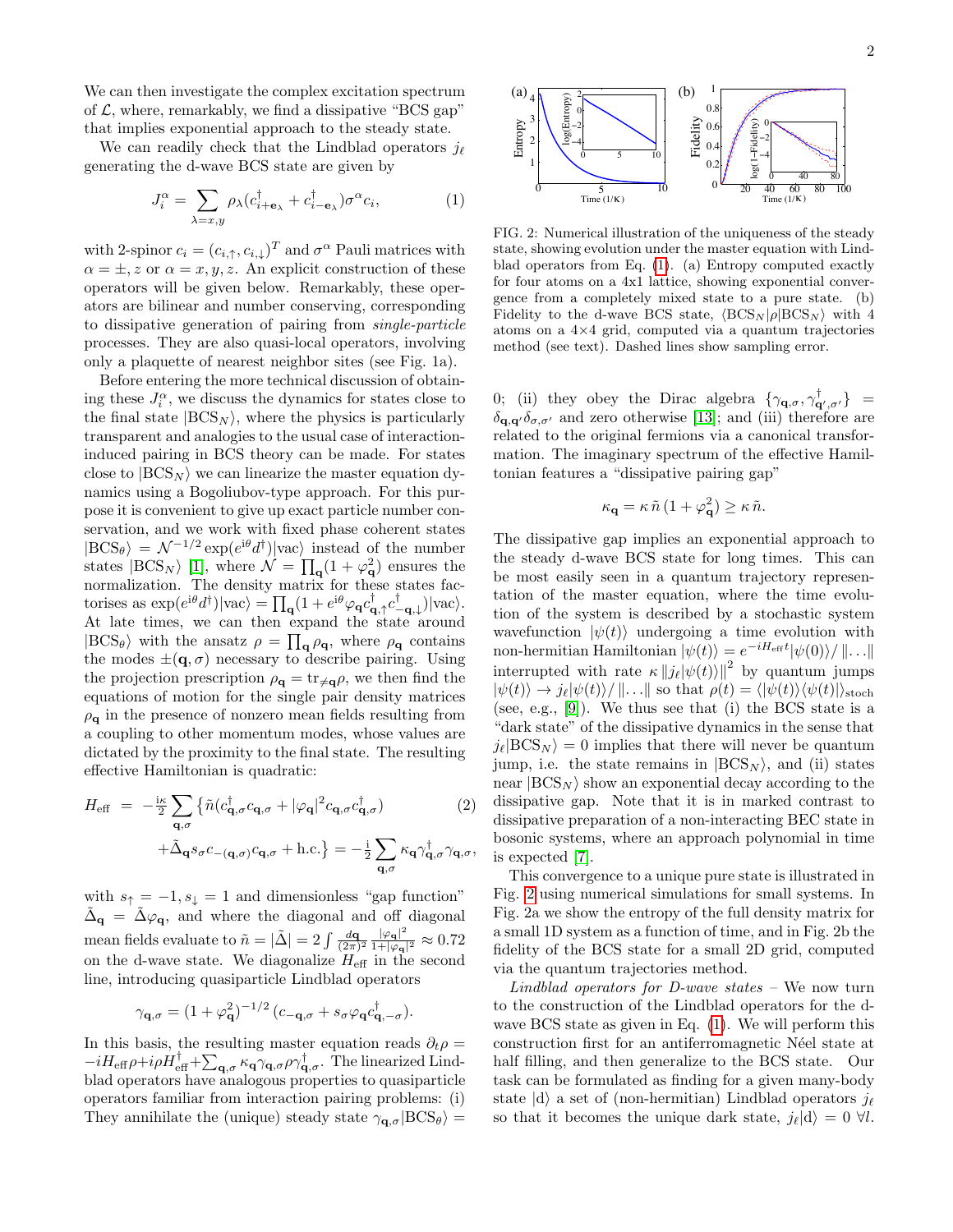We can then investigate the complex excitation spectrum of $\mathcal{L}$, where, remarkably, we find a dissipative "BCS gap" that implies exponential approach to the steady state.

We can readily check that the Lindblad operators $j_\ell$ generating the d-wave BCS state are given by

$$J_i^\alpha = \sum_{\lambda=x,y} \rho_\lambda (c^\dagger_{i+\mathbf{e}_\lambda} + c^\dagger_{i-\mathbf{e}_\lambda})\sigma^\alpha c_i, \tag{1}$$

with 2-spinor $c_i = (c_{i,\uparrow}, c_{i,\downarrow})^T$ and $\sigma^\alpha$ Pauli matrices with $\alpha = \pm, z$ or $\alpha = x, y, z$. An explicit construction of these operators will be given below. Remarkably, these operators are bilinear and number conserving, corresponding to dissipative generation of pairing from *single-particle* processes. They are also quasi-local operators, involving only a plaquette of nearest neighbor sites (see Fig. 1a).

Before entering the more technical discussion of obtaining these $J_i^\alpha$, we discuss the dynamics for states close to the final state $|\text{BCS}_N\rangle$, where the physics is particularly transparent and analogies to the usual case of interaction-induced pairing in BCS theory can be made. For states close to $|\text{BCS}_N\rangle$ we can linearize the master equation dynamics using a Bogoliubov-type approach. For this purpose it is convenient to give up exact particle number conservation, and we work with fixed phase coherent states $|\text{BCS}_\theta\rangle = \mathcal{N}^{-1/2}\exp(e^{i\theta}d^\dagger)|\text{vac}\rangle$ instead of the number states $|\text{BCS}_N\rangle$ [1], where $\mathcal{N} = \prod_{\mathbf{q}}(1+\varphi_{\mathbf{q}}^2)$ ensures the normalization. The density matrix for these states factorises as $\exp(e^{i\theta}d^\dagger)|\text{vac}\rangle = \prod_{\mathbf{q}}(1+e^{i\theta}\varphi_{\mathbf{q}} c^\dagger_{\mathbf{q},\uparrow}c^\dagger_{-\mathbf{q},\downarrow})|\text{vac}\rangle$. At late times, we can then expand the state around $|\text{BCS}_\theta\rangle$ with the ansatz $\rho = \prod_{\mathbf{q}}\rho_{\mathbf{q}}$, where $\rho_{\mathbf{q}}$ contains the modes $\pm(\mathbf{q},\sigma)$ necessary to describe pairing. Using the projection prescription $\rho_{\mathbf{q}} = \text{tr}_{\neq\mathbf{q}}\rho$, we then find the equations of motion for the single pair density matrices $\rho_{\mathbf{q}}$ in the presence of nonzero mean fields resulting from a coupling to other momentum modes, whose values are dictated by the proximity to the final state. The resulting effective Hamiltonian is quadratic:

$$\begin{aligned} H_{\text{eff}} &= -\tfrac{i\kappa}{2}\sum_{\mathbf{q},\sigma}\big\{\tilde{n}(c^\dagger_{\mathbf{q},\sigma}c_{\mathbf{q},\sigma} + |\varphi_{\mathbf{q}}|^2 c_{\mathbf{q},\sigma}c^\dagger_{\mathbf{q},\sigma}) \\ &\quad + \tilde{\Delta}_{\mathbf{q}} s_\sigma c_{-(\mathbf{q},\sigma)}c_{\mathbf{q},\sigma} + \text{h.c.}\big\} = -\tfrac{i}{2}\sum_{\mathbf{q},\sigma}\kappa_{\mathbf{q}}\gamma^\dagger_{\mathbf{q},\sigma}\gamma_{\mathbf{q},\sigma}, \end{aligned} \tag{2}$$

with $s_\uparrow = -1, s_\downarrow = 1$ and dimensionless "gap function" $\tilde{\Delta}_{\mathbf{q}} = \tilde{\Delta}\varphi_{\mathbf{q}}$, and where the diagonal and off diagonal mean fields evaluate to $\tilde{n} = |\tilde{\Delta}| = 2\int \frac{d\mathbf{q}}{(2\pi)^2}\frac{|\varphi_{\mathbf{q}}|^2}{1+|\varphi_{\mathbf{q}}|^2} \approx 0.72$ on the d-wave state. We diagonalize $H_{\text{eff}}$ in the second line, introducing quasiparticle Lindblad operators

$$\gamma_{\mathbf{q},\sigma} = (1+\varphi_{\mathbf{q}}^2)^{-1/2}\,(c_{-\mathbf{q},\sigma} + s_\sigma\varphi_{\mathbf{q}}c^\dagger_{\mathbf{q},-\sigma}).$$

In this basis, the resulting master equation reads $\partial_t\rho = -iH_{\text{eff}}\rho + i\rho H^\dagger_{\text{eff}} + \sum_{\mathbf{q},\sigma}\kappa_{\mathbf{q}}\gamma_{\mathbf{q},\sigma}\rho\gamma^\dagger_{\mathbf{q},\sigma}$. The linearized Lindblad operators have analogous properties to quasiparticle operators familiar from interaction pairing problems: (i) They annihilate the (unique) steady state $\gamma_{\mathbf{q},\sigma}|\text{BCS}_\theta\rangle = 0$; (ii) they obey the Dirac algebra $\{\gamma_{\mathbf{q},\sigma},\gamma^\dagger_{\mathbf{q}',\sigma'}\} = \delta_{\mathbf{q},\mathbf{q}'}\delta_{\sigma,\sigma'}$ and zero otherwise [13]; and (iii) therefore are related to the original fermions via a canonical transformation. The imaginary spectrum of the effective Hamiltonian features a "dissipative pairing gap"

$$\kappa_{\mathbf{q}} = \kappa\,\tilde{n}\,(1+\varphi_{\mathbf{q}}^2) \geq \kappa\,\tilde{n}.$$

FIG. 2: Numerical illustration of the uniqueness of the steady state, showing evolution under the master equation with Lindblad operators from Eq. (1). (a) Entropy computed exactly for four atoms on a 4x1 lattice, showing exponential convergence from a completely mixed state to a pure state. (b) Fidelity to the d-wave BCS state, $\langle\text{BCS}_N|\rho|\text{BCS}_N\rangle$ with 4 atoms on a 4×4 grid, computed via a quantum trajectories method (see text). Dashed lines show sampling error.

The dissipative gap implies an exponential approach to the steady d-wave BCS state for long times. This can be most easily seen in a quantum trajectory representation of the master equation, where the time evolution of the system is described by a stochastic system wavefunction $|\psi(t)\rangle$ undergoing a time evolution with non-hermitian Hamiltonian $|\psi(t)\rangle = e^{-iH_{\text{eff}}t}|\psi(0)\rangle/\|\ldots\|$ interrupted with rate $\kappa\,\|j_\ell|\psi(t)\rangle\|^2$ by quantum jumps $|\psi(t)\rangle \to j_\ell|\psi(t)\rangle/\|\ldots\|$ so that $\rho(t) = \langle|\psi(t)\rangle\langle\psi(t)|\rangle_{\text{stoch}}$ (see, e.g., [9]). We thus see that (i) the BCS state is a "dark state" of the dissipative dynamics in the sense that $j_\ell|\text{BCS}_N\rangle = 0$ implies that there will never be quantum jump, i.e. the state remains in $|\text{BCS}_N\rangle$, and (ii) states near $|\text{BCS}_N\rangle$ show an exponential decay according to the dissipative gap. Note that it is in marked contrast to dissipative preparation of a non-interacting BEC state in bosonic systems, where an approach polynomial in time is expected [7].

This convergence to a unique pure state is illustrated in Fig. 2 using numerical simulations for small systems. In Fig. 2a we show the entropy of the full density matrix for a small 1D system as a function of time, and in Fig. 2b the fidelity of the BCS state for a small 2D grid, computed via the quantum trajectories method.

*Lindblad operators for D-wave states* – We now turn to the construction of the Lindblad operators for the d-wave BCS state as given in Eq. (1). We will perform this construction first for an antiferromagnetic Néel state at half filling, and then generalize to the BCS state. Our task can be formulated as finding for a given many-body state $|\text{d}\rangle$ a set of (non-hermitian) Lindblad operators $j_\ell$ so that it becomes the unique dark state, $j_\ell|\text{d}\rangle = 0\ \forall l$.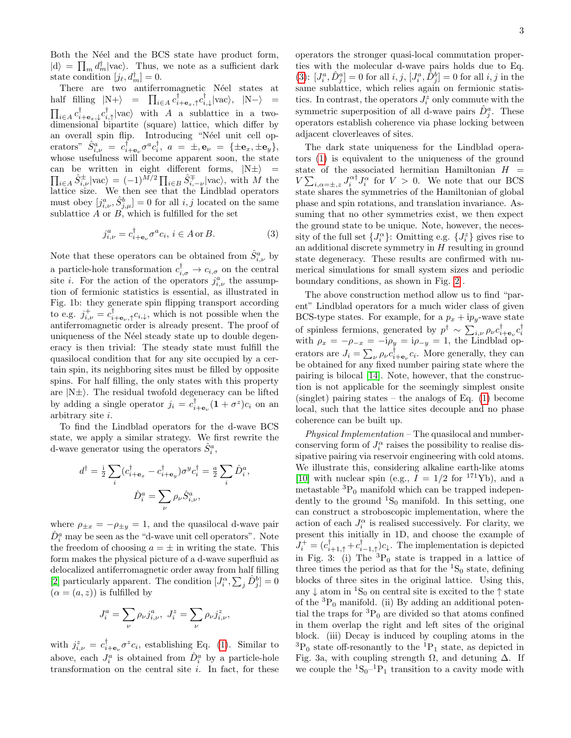Both the Néel and the BCS state have product form, $|\mathrm{d}\rangle = \prod_m d_m^\dagger|\mathrm{vac}\rangle$. Thus, we note as a sufficient dark state condition $[j_\ell, d_m^\dagger] = 0$.

There are two antiferromagnetic Néel states at half filling $|\mathrm{N}+\rangle = \prod_{i\in A} c^\dagger_{i+\mathbf{e}_x,\uparrow} c^\dagger_{i,\downarrow}|\mathrm{vac}\rangle$, $|\mathrm{N}-\rangle = \prod_{i\in A} c^\dagger_{i+\mathbf{e}_x,\downarrow} c^\dagger_{i,\uparrow}|\mathrm{vac}\rangle$ with $A$ a sublattice in a two-dimensional bipartite (square) lattice, which differ by an overall spin flip. Introducing "Néel unit cell operators" $\hat{S}^a_{i,\nu} = c^\dagger_{i+\mathbf{e}_\nu}\sigma^a c^\dagger_i$, $a = \pm, \mathbf{e}_\nu = \{\pm\mathbf{e}_x, \pm\mathbf{e}_y\}$, whose usefulness will become apparent soon, the state can be written in eight different forms, $|\mathrm{N}\pm\rangle = \prod_{i\in A}\hat{S}^\pm_{i,\nu}|\mathrm{vac}\rangle = (-1)^{M/2}\prod_{i\in B}\hat{S}^\mp_{i,-\nu}|\mathrm{vac}\rangle$, with $M$ the lattice size. We then see that the Lindblad operators must obey $[j^a_{i,\nu}, \hat{S}^b_{j,\mu}] = 0$ for all $i,j$ located on the same sublattice $A$ or $B$, which is fulfilled for the set

$$j^a_{i,\nu} = c^\dagger_{i+\mathbf{e}_\nu}\sigma^a c_i,\ i \in A\,\mathrm{or}\,B. \tag{3}$$

Note that these operators can be obtained from $\hat{S}^a_{i,\nu}$ by a particle-hole transformation $c^\dagger_{i,\sigma} \to c_{i,\sigma}$ on the central site $i$. For the action of the operators $j^a_{i,\nu}$ the assumption of fermionic statistics is essential, as illustrated in Fig. 1b: they generate spin flipping transport according to e.g. $j^+_{i,\nu} = c^\dagger_{i+\mathbf{e}_\nu,\uparrow}c_{i,\downarrow}$, which is not possible when the antiferromagnetic order is already present. The proof of uniqueness of the Néel steady state up to double degeneracy is then trivial: The steady state must fulfill the quasilocal condition that for any site occupied by a certain spin, its neighboring sites must be filled by opposite spins. For half filling, the only states with this property are $|\mathrm{N}\pm\rangle$. The residual twofold degeneracy can be lifted by adding a single operator $j_i = c^\dagger_{i+\mathbf{e}_\nu}(\mathbf{1}+\sigma^z)c_i$ on an arbitrary site $i$.

To find the Lindblad operators for the d-wave BCS state, we apply a similar strategy. We first rewrite the d-wave generator using the operators $\hat{S}^a_i$,

$$d^\dagger = \tfrac{\mathrm{i}}{2}\sum_i (c^\dagger_{i+\mathbf{e}_x} - c^\dagger_{i+\mathbf{e}_y})\sigma^y c^\dagger_i = \tfrac{a}{2}\sum_i \hat{D}^a_i,$$
$$\hat{D}^a_i = \sum_\nu \rho_\nu \hat{S}^a_{i,\nu},$$

where $\rho_{\pm x} = -\rho_{\pm y} = 1$, and the quasilocal d-wave pair $\hat{D}^a_i$ may be seen as the "d-wave unit cell operators". Note the freedom of choosing $a = \pm$ in writing the state. This form makes the physical picture of a d-wave superfluid as delocalized antiferromagnetic order away from half filling [2] particularly apparent. The condition $[J^\alpha_i, \sum_j \hat{D}^b_j] = 0$ ($\alpha = (a, z)$) is fulfilled by

$$J^a_i = \sum_\nu \rho_\nu j^a_{i,\nu},\ \ J^z_i = \sum_\nu \rho_\nu j^z_{i,\nu},$$

with $j^z_{i,\nu} = c^\dagger_{i+\mathbf{e}_\nu}\sigma^z c_i$, establishing Eq. (1). Similar to above, each $J^a_i$ is obtained from $\hat{D}^a_i$ by a particle-hole transformation on the central site $i$. In fact, for these operators the stronger quasi-local commutation properties with the molecular d-wave pairs holds due to Eq. (3): $[J^a_i, \hat{D}^a_j] = 0$ for all $i,j$, $[J^a_i, \hat{D}^b_j] = 0$ for all $i,j$ in the same sublattice, which relies again on fermionic statistics. In contrast, the operators $J^z_i$ only commute with the symmetric superposition of all d-wave pairs $\hat{D}^a_j$. These operators establish coherence via phase locking between adjacent cloverleaves of sites.

The dark state uniqueness for the Lindblad operators (1) is equivalent to the uniqueness of the ground state of the associated hermitian Hamiltonian $H = V\sum_{i,\alpha=\pm,z} J^{\alpha\dagger}_i J^\alpha_i$ for $V > 0$. We note that our BCS state shares the symmetries of the Hamiltonian of global phase and spin rotations, and translation invariance. Assuming that no other symmetries exist, we then expect the ground state to be unique. Note, however, the necessity of the full set $\{J^\alpha_i\}$: Omitting e.g. $\{J^z_i\}$ gives rise to an additional discrete symmetry in $H$ resulting in ground state degeneracy. These results are confirmed with numerical simulations for small system sizes and periodic boundary conditions, as shown in Fig. 2 .

The above construction method allow us to find "parent" Lindblad operators for a much wider class of given BCS-type states. For example, for a $p_x + \mathrm{i}p_y$-wave state of spinless fermions, generated by $p^\dagger \sim \sum_{i,\nu}\rho_\nu c^\dagger_{i+\mathbf{e}_\nu}c^\dagger_i$ with $\rho_x = -\rho_{-x} = -\mathrm{i}\rho_y = \mathrm{i}\rho_{-y} = 1$, the Lindblad operators are $J_i = \sum_\nu \rho_\nu c^\dagger_{i+\mathbf{e}_\nu}c_i$. More generally, they can be obtained for any fixed number pairing state where the pairing is bilocal [14]. Note, however, that the construction is not applicable for the seemingly simplest onsite (singlet) pairing states – the analogs of Eq. (1) become local, such that the lattice sites decouple and no phase coherence can be built up.

*Physical Implementation* – The quasilocal and number-conserving form of $J^\alpha_i$ raises the possibility to realise dissipative pairing via reservoir engineering with cold atoms. We illustrate this, considering alkaline earth-like atoms [10] with nuclear spin (e.g., $I = 1/2$ for $^{171}$Yb), and a metastable $^3\mathrm{P}_0$ manifold which can be trapped independently to the ground $^1\mathrm{S}_0$ manifold. In this setting, one can construct a stroboscopic implementation, where the action of each $J^\alpha_i$ is realised successively. For clarity, we present this initially in 1D, and choose the example of $J^+_i = (c^\dagger_{i+1,\uparrow} + c^\dagger_{i-1,\uparrow})c_\downarrow$. The implementation is depicted in Fig. 3: (i) The $^3\mathrm{P}_0$ state is trapped in a lattice of three times the period as that for the $^1\mathrm{S}_0$ state, defining blocks of three sites in the original lattice. Using this, any $\downarrow$ atom in $^1\mathrm{S}_0$ on central site is excited to the $\uparrow$ state of the $^3\mathrm{P}_0$ manifold. (ii) By adding an additional potential the traps for $^3\mathrm{P}_0$ are divided so that atoms confined in them overlap the right and left sites of the original block. (iii) Decay is induced by coupling atoms in the $^3\mathrm{P}_0$ state off-resonantly to the $^1\mathrm{P}_1$ state, as depicted in Fig. 3a, with coupling strength $\Omega$, and detuning $\Delta$. If we couple the $^1\mathrm{S}_0$–$^1\mathrm{P}_1$ transition to a cavity mode with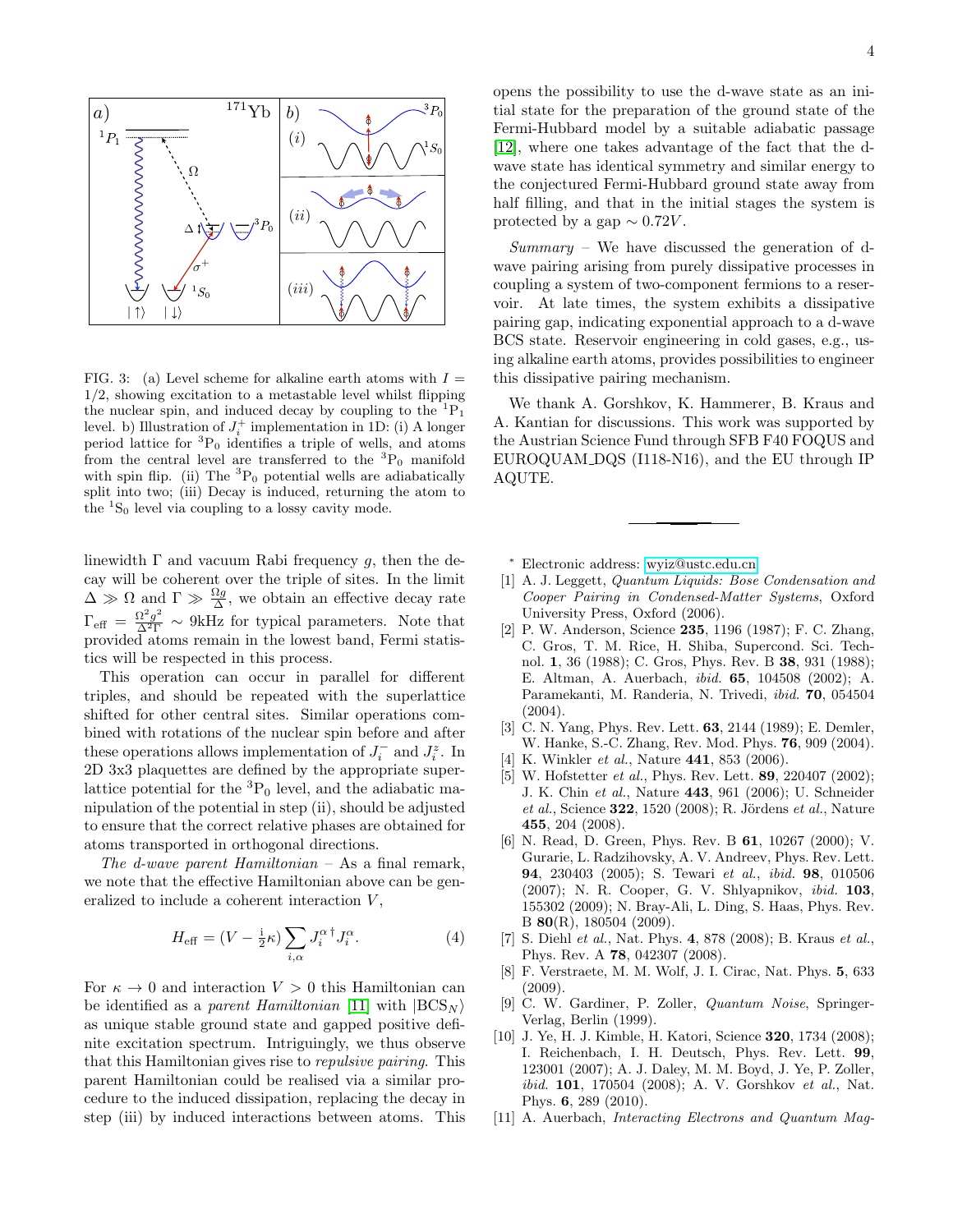FIG. 3: (a) Level scheme for alkaline earth atoms with $I = 1/2$, showing excitation to a metastable level whilst flipping the nuclear spin, and induced decay by coupling to the $^1\mathrm{P}_1$ level. b) Illustration of $J_i^+$ implementation in 1D: (i) A longer period lattice for $^3\mathrm{P}_0$ identifies a triple of wells, and atoms from the central level are transferred to the $^3\mathrm{P}_0$ manifold with spin flip. (ii) The $^3\mathrm{P}_0$ potential wells are adiabatically split into two; (iii) Decay is induced, returning the atom to the $^1\mathrm{S}_0$ level via coupling to a lossy cavity mode.

linewidth $\Gamma$ and vacuum Rabi frequency $g$, then the decay will be coherent over the triple of sites. In the limit $\Delta \gg \Omega$ and $\Gamma \gg \frac{\Omega g}{\Delta}$, we obtain an effective decay rate $\Gamma_{\rm eff} = \frac{\Omega^2 g^2}{\Delta^2 \Gamma} \sim 9$kHz for typical parameters. Note that provided atoms remain in the lowest band, Fermi statistics will be respected in this process.

This operation can occur in parallel for different triples, and should be repeated with the superlattice shifted for other central sites. Similar operations combined with rotations of the nuclear spin before and after these operations allows implementation of $J_i^-$ and $J_i^z$. In 2D 3x3 plaquettes are defined by the appropriate superlattice potential for the $^3\mathrm{P}_0$ level, and the adiabatic manipulation of the potential in step (ii), should be adjusted to ensure that the correct relative phases are obtained for atoms transported in orthogonal directions.

*The d-wave parent Hamiltonian* – As a final remark, we note that the effective Hamiltonian above can be generalized to include a coherent interaction $V$,

$$H_{\rm eff} = (V - \tfrac{\mathrm{i}}{2}\kappa) \sum_{i,\alpha} J_i^{\alpha\,\dagger} J_i^{\alpha}. \qquad (4)$$

For $\kappa \to 0$ and interaction $V > 0$ this Hamiltonian can be identified as a *parent Hamiltonian* [11] with $|\mathrm{BCS}_N\rangle$ as unique stable ground state and gapped positive definite excitation spectrum. Intriguingly, we thus observe that this Hamiltonian gives rise to *repulsive pairing*. This parent Hamiltonian could be realised via a similar procedure to the induced dissipation, replacing the decay in step (iii) by induced interactions between atoms. This opens the possibility to use the d-wave state as an initial state for the preparation of the ground state of the Fermi-Hubbard model by a suitable adiabatic passage [12], where one takes advantage of the fact that the d-wave state has identical symmetry and similar energy to the conjectured Fermi-Hubbard ground state away from half filling, and that in the initial stages the system is protected by a gap $\sim 0.72V$.

*Summary* – We have discussed the generation of d-wave pairing arising from purely dissipative processes in coupling a system of two-component fermions to a reservoir. At late times, the system exhibits a dissipative pairing gap, indicating exponential approach to a d-wave BCS state. Reservoir engineering in cold gases, e.g., using alkaline earth atoms, provides possibilities to engineer this dissipative pairing mechanism.

We thank A. Gorshkov, K. Hammerer, B. Kraus and A. Kantian for discussions. This work was supported by the Austrian Science Fund through SFB F40 FOQUS and EUROQUAM_DQS (I118-N16), and the EU through IP AQUTE.

---

\* Electronic address: wyiz@ustc.edu.cn

[1] A. J. Leggett, *Quantum Liquids: Bose Condensation and Cooper Pairing in Condensed-Matter Systems*, Oxford University Press, Oxford (2006).

[2] P. W. Anderson, Science **235**, 1196 (1987); F. C. Zhang, C. Gros, T. M. Rice, H. Shiba, Supercond. Sci. Technol. **1**, 36 (1988); C. Gros, Phys. Rev. B **38**, 931 (1988); E. Altman, A. Auerbach, *ibid.* **65**, 104508 (2002); A. Paramekanti, M. Randeria, N. Trivedi, *ibid.* **70**, 054504 (2004).

[3] C. N. Yang, Phys. Rev. Lett. **63**, 2144 (1989); E. Demler, W. Hanke, S.-C. Zhang, Rev. Mod. Phys. **76**, 909 (2004).

[4] K. Winkler *et al.*, Nature **441**, 853 (2006).

[5] W. Hofstetter *et al.*, Phys. Rev. Lett. **89**, 220407 (2002); J. K. Chin *et al.*, Nature **443**, 961 (2006); U. Schneider *et al.*, Science **322**, 1520 (2008); R. Jördens *et al.*, Nature **455**, 204 (2008).

[6] N. Read, D. Green, Phys. Rev. B **61**, 10267 (2000); V. Gurarie, L. Radzihovsky, A. V. Andreev, Phys. Rev. Lett. **94**, 230403 (2005); S. Tewari *et al.*, *ibid.* **98**, 010506 (2007); N. R. Cooper, G. V. Shlyapnikov, *ibid.* **103**, 155302 (2009); N. Bray-Ali, L. Ding, S. Haas, Phys. Rev. B **80**(R), 180504 (2009).

[7] S. Diehl *et al.*, Nat. Phys. **4**, 878 (2008); B. Kraus *et al.*, Phys. Rev. A **78**, 042307 (2008).

[8] F. Verstraete, M. M. Wolf, J. I. Cirac, Nat. Phys. **5**, 633 (2009).

[9] C. W. Gardiner, P. Zoller, *Quantum Noise*, Springer-Verlag, Berlin (1999).

[10] J. Ye, H. J. Kimble, H. Katori, Science **320**, 1734 (2008); I. Reichenbach, I. H. Deutsch, Phys. Rev. Lett. **99**, 123001 (2007); A. J. Daley, M. M. Boyd, J. Ye, P. Zoller, *ibid.* **101**, 170504 (2008); A. V. Gorshkov *et al.*, Nat. Phys. **6**, 289 (2010).

[11] A. Auerbach, *Interacting Electrons and Quantum Mag-*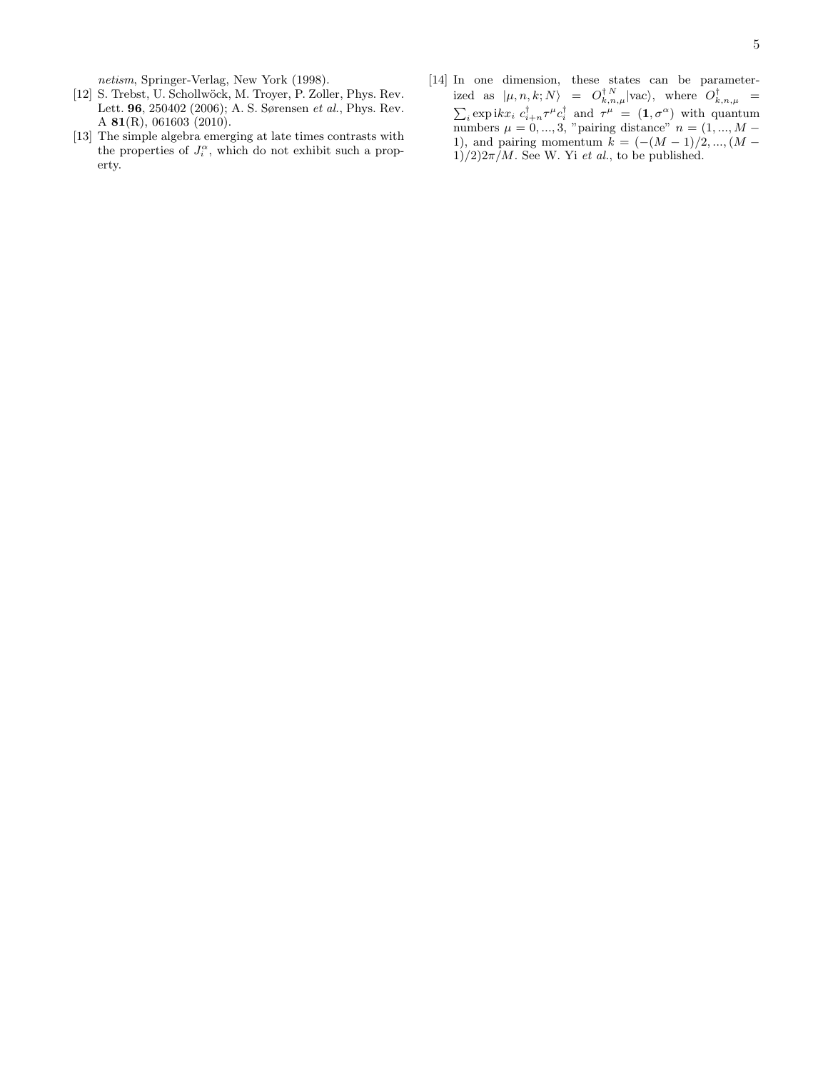*netism*, Springer-Verlag, New York (1998).

[12] S. Trebst, U. Schollwöck, M. Troyer, P. Zoller, Phys. Rev. Lett. **96**, 250402 (2006); A. S. Sørensen *et al.*, Phys. Rev. A **81**(R), 061603 (2010).

[13] The simple algebra emerging at late times contrasts with the properties of $J_i^\alpha$, which do not exhibit such a property.

[14] In one dimension, these states can be parameterized as $|\mu, n, k; N\rangle = O_{k,n,\mu}^{\dagger\,N}|\text{vac}\rangle$, where $O_{k,n,\mu}^{\dagger} = \sum_i \exp ikx_i \; c_{i+n}^\dagger \tau^\mu c_i^\dagger$ and $\tau^\mu = (\mathbf{1}, \sigma^\alpha)$ with quantum numbers $\mu = 0, ..., 3$, "pairing distance" $n = (1, ..., M-1)$, and pairing momentum $k = (-(M-1)/2, ..., (M-1)/2)2\pi/M$. See W. Yi *et al.*, to be published.